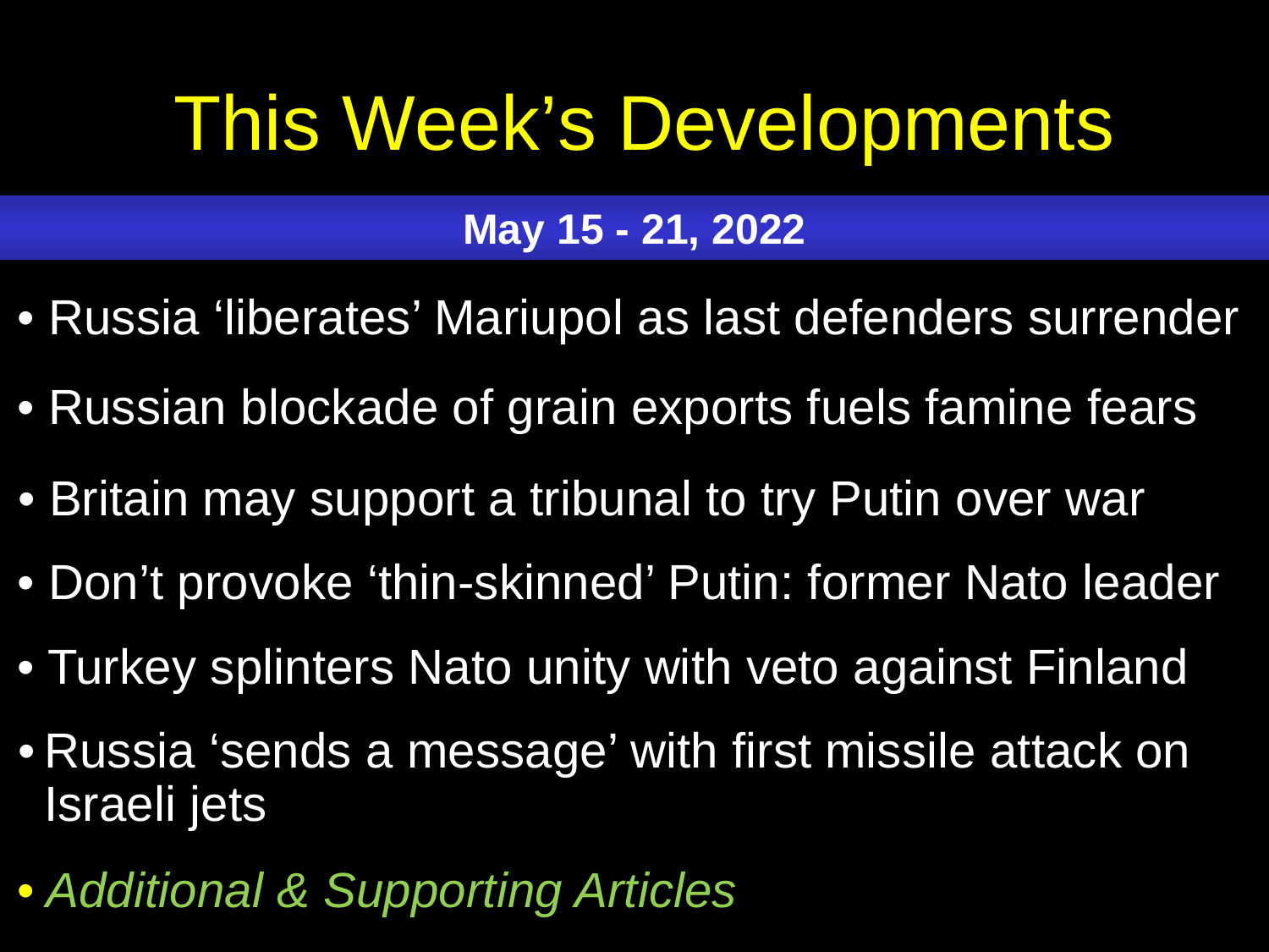# This Week's Developments

**May 15 - 21, 2022**

- Russia 'liberates' Mariupol as last defenders surrender
- Russian blockade of grain exports fuels famine fears
- Britain may support a tribunal to try Putin over war
- Don't provoke 'thin-skinned' Putin: former Nato leader
- Turkey splinters Nato unity with veto against Finland
- Russia 'sends a message' with first missile attack on Israeli jets
- *Additional & Supporting Articles*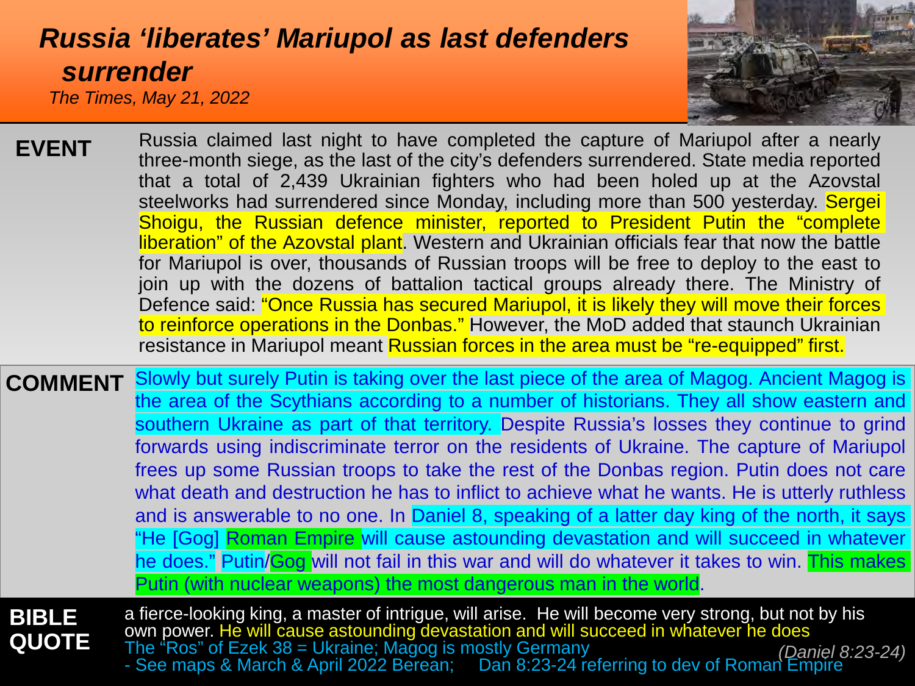# *Russia 'liberates' Mariupol as last defenders surrender*

*The Times, May 21, 2022*

**EVENT**

Russia claimed last night to have completed the capture of Mariupol after a nearly three-month siege, as the last of the city's defenders surrendered. State media reported that a total of 2,439 Ukrainian fighters who had been holed up at the Azovstal steelworks had surrendered since Monday, including more than 500 yesterday. Sergei Shoigu, the Russian defence minister, reported to President Putin the "complete liberation" of the Azovstal plant. Western and Ukrainian officials fear that now the battle for Mariupol is over, thousands of Russian troops will be free to deploy to the east to join up with the dozens of battalion tactical groups already there. The Ministry of Defence said: "Once Russia has secured Mariupol, it is likely they will move their forces to reinforce operations in the Donbas." However, the MoD added that staunch Ukrainian resistance in Mariupol meant Russian forces in the area must be "re-equipped" first.

**COMMENT**

Slowly but surely Putin is taking over the last piece of the area of Magog. Ancient Magog is the area of the Scythians according to a number of historians. They all show eastern and southern Ukraine as part of that territory. Despite Russia's losses they continue to grind forwards using indiscriminate terror on the residents of Ukraine. The capture of Mariupol frees up some Russian troops to take the rest of the Donbas region. Putin does not care what death and destruction he has to inflict to achieve what he wants. He is utterly ruthless and is answerable to no one. In Daniel 8, speaking of a latter day king of the north, it says "He [Gog] Roman Empire will cause astounding devastation and will succeed in whatever he does." Putin/Gog will not fail in this war and will do whatever it takes to win. This makes Putin (with nuclear weapons) the most dangerous man in the world.

**BIBLE QUOTE**

a fierce-looking king, a master of intrigue, will arise. He will become very strong, but not by his own power. He will cause astounding devastation and will succeed in whatever he does

The "Ros" of Ezek 38 = Ukraine; Magog is mostly Germany

- See maps & March & April 2022 Berean; Dan 8:23-24 referring to dev of Roman Empire

*(Daniel 8:23-24)*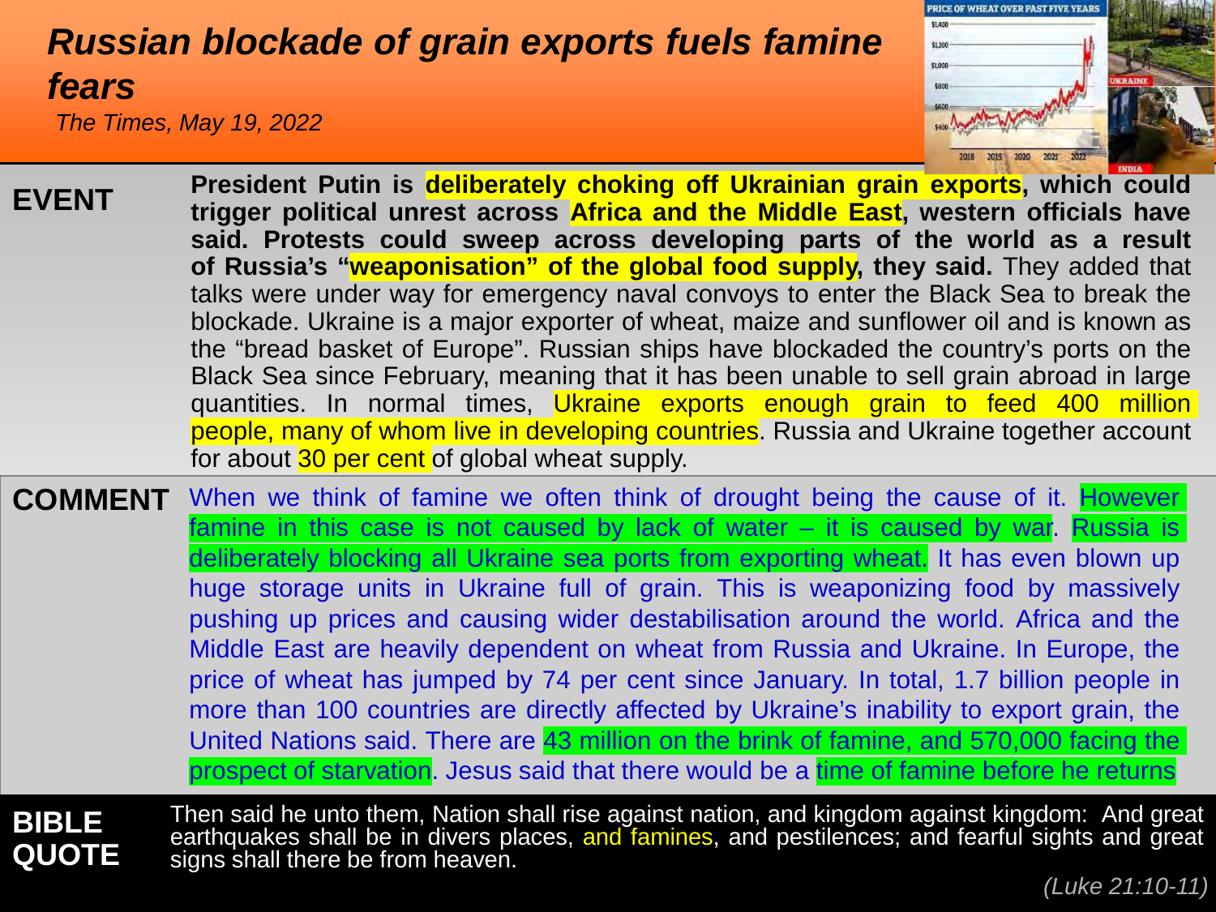# *Russian blockade of grain exports fuels famine fears*

*The Times, May 19, 2022*

**EVENT**

**President Putin is deliberately choking off Ukrainian grain exports, which could trigger political unrest across Africa and the Middle East, western officials have said. Protests could sweep across developing parts of the world as a result of Russia's "weaponisation" of the global food supply, they said.** They added that talks were under way for emergency naval convoys to enter the Black Sea to break the blockade. Ukraine is a major exporter of wheat, maize and sunflower oil and is known as the "bread basket of Europe". Russian ships have blockaded the country's ports on the Black Sea since February, meaning that it has been unable to sell grain abroad in large quantities. In normal times, Ukraine exports enough grain to feed 400 million people, many of whom live in developing countries. Russia and Ukraine together account for about 30 per cent of global wheat supply.

**COMMENT**

When we think of famine we often think of drought being the cause of it. However famine in this case is not caused by lack of water – it is caused by war. Russia is deliberately blocking all Ukraine sea ports from exporting wheat. It has even blown up huge storage units in Ukraine full of grain. This is weaponizing food by massively pushing up prices and causing wider destabilisation around the world. Africa and the Middle East are heavily dependent on wheat from Russia and Ukraine. In Europe, the price of wheat has jumped by 74 per cent since January. In total, 1.7 billion people in more than 100 countries are directly affected by Ukraine's inability to export grain, the United Nations said. There are 43 million on the brink of famine, and 570,000 facing the prospect of starvation. Jesus said that there would be a time of famine before he returns

**BIBLE QUOTE**

Then said he unto them, Nation shall rise against nation, and kingdom against kingdom: And great earthquakes shall be in divers places, and famines, and pestilences; and fearful sights and great signs shall there be from heaven.

*(Luke 21:10-11)*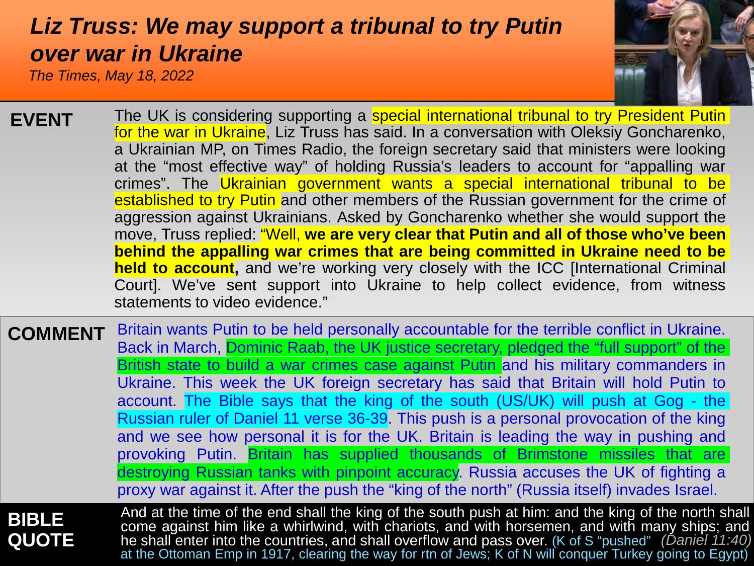# *Liz Truss: We may support a tribunal to try Putin over war in Ukraine*

*The Times, May 18, 2022*

**EVENT**

The UK is considering supporting a special international tribunal to try President Putin for the war in Ukraine, Liz Truss has said. In a conversation with Oleksiy Goncharenko, a Ukrainian MP, on Times Radio, the foreign secretary said that ministers were looking at the "most effective way" of holding Russia's leaders to account for "appalling war crimes". The Ukrainian government wants a special international tribunal to be established to try Putin and other members of the Russian government for the crime of aggression against Ukrainians. Asked by Goncharenko whether she would support the move, Truss replied: "Well, **we are very clear that Putin and all of those who've been behind the appalling war crimes that are being committed in Ukraine need to be held to account,** and we're working very closely with the ICC [International Criminal Court]. We've sent support into Ukraine to help collect evidence, from witness statements to video evidence."

**COMMENT**

Britain wants Putin to be held personally accountable for the terrible conflict in Ukraine. Back in March, Dominic Raab, the UK justice secretary, pledged the "full support" of the British state to build a war crimes case against Putin and his military commanders in Ukraine. This week the UK foreign secretary has said that Britain will hold Putin to account. The Bible says that the king of the south (US/UK) will push at Gog - the Russian ruler of Daniel 11 verse 36-39. This push is a personal provocation of the king and we see how personal it is for the UK. Britain is leading the way in pushing and provoking Putin. Britain has supplied thousands of Brimstone missiles that are destroying Russian tanks with pinpoint accuracy. Russia accuses the UK of fighting a proxy war against it. After the push the "king of the north" (Russia itself) invades Israel.

**BIBLE QUOTE**

And at the time of the end shall the king of the south push at him: and the king of the north shall come against him like a whirlwind, with chariots, and with horsemen, and with many ships; and he shall enter into the countries, and shall overflow and pass over. *(Daniel 11:40)* (K of S "pushed" at the Ottoman Emp in 1917, clearing the way for rtn of Jews; K of N will conquer Turkey going to Egypt)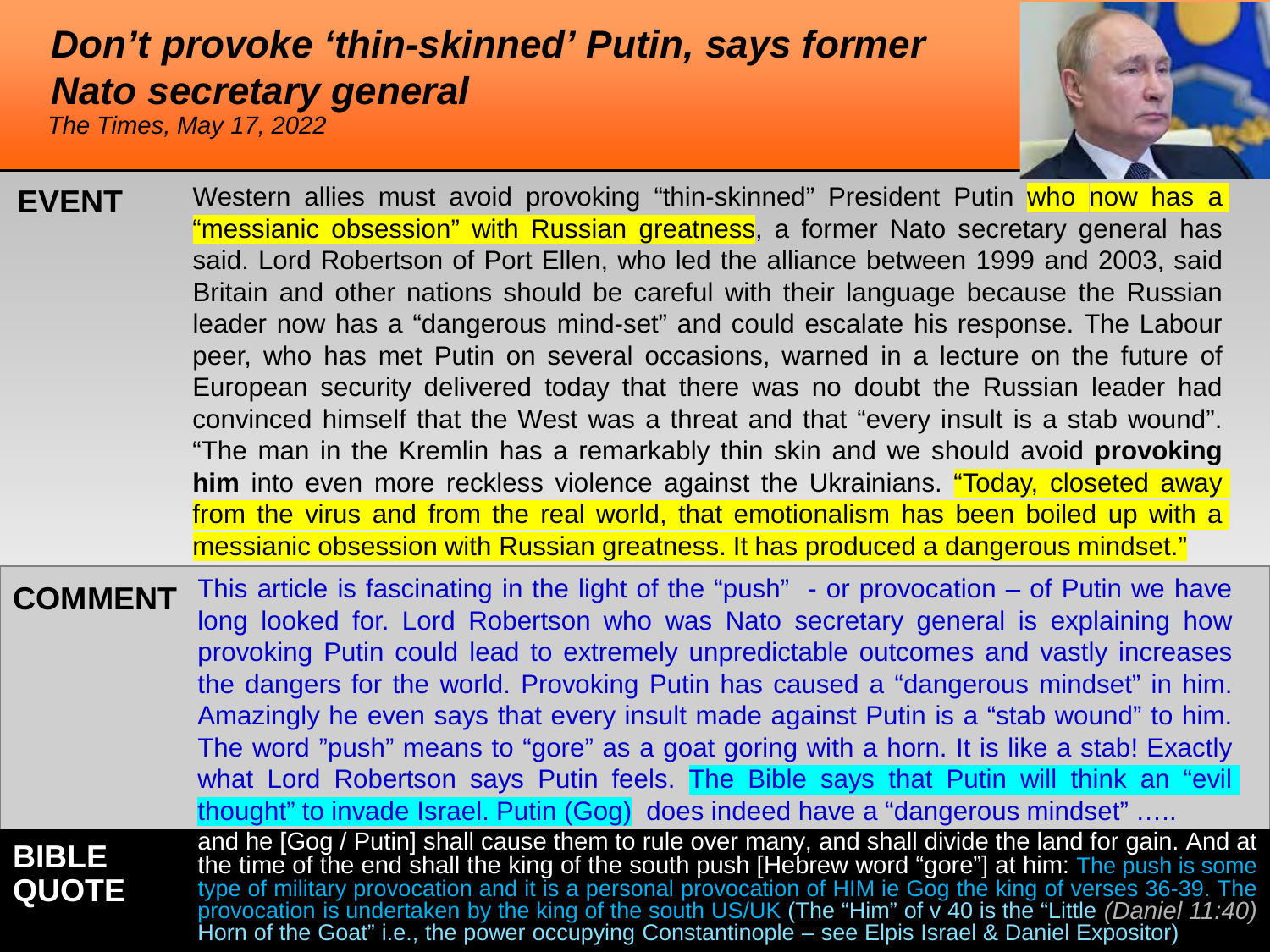# *Don't provoke 'thin-skinned' Putin, says former Nato secretary general*

*The Times, May 17, 2022*

**EVENT**

Western allies must avoid provoking "thin-skinned" President Putin who now has a "messianic obsession" with Russian greatness, a former Nato secretary general has said. Lord Robertson of Port Ellen, who led the alliance between 1999 and 2003, said Britain and other nations should be careful with their language because the Russian leader now has a "dangerous mind-set" and could escalate his response. The Labour peer, who has met Putin on several occasions, warned in a lecture on the future of European security delivered today that there was no doubt the Russian leader had convinced himself that the West was a threat and that "every insult is a stab wound". "The man in the Kremlin has a remarkably thin skin and we should avoid **provoking him** into even more reckless violence against the Ukrainians. "Today, closeted away from the virus and from the real world, that emotionalism has been boiled up with a messianic obsession with Russian greatness. It has produced a dangerous mindset."

**COMMENT**

This article is fascinating in the light of the "push" - or provocation – of Putin we have long looked for. Lord Robertson who was Nato secretary general is explaining how provoking Putin could lead to extremely unpredictable outcomes and vastly increases the dangers for the world. Provoking Putin has caused a "dangerous mindset" in him. Amazingly he even says that every insult made against Putin is a "stab wound" to him. The word "push" means to "gore" as a goat goring with a horn. It is like a stab! Exactly what Lord Robertson says Putin feels. The Bible says that Putin will think an "evil thought" to invade Israel. Putin (Gog) does indeed have a "dangerous mindset" …..

**BIBLE QUOTE**

and he [Gog / Putin] shall cause them to rule over many, and shall divide the land for gain. And at the time of the end shall the king of the south push [Hebrew word "gore"] at him: The push is some type of military provocation and it is a personal provocation of HIM ie Gog the king of verses 36-39. The provocation is undertaken by the king of the south US/UK (The "Him" of v 40 is the "Little Horn of the Goat" i.e., the power occupying Constantinople – see Elpis Israel & Daniel Expositor) *(Daniel 11:40)*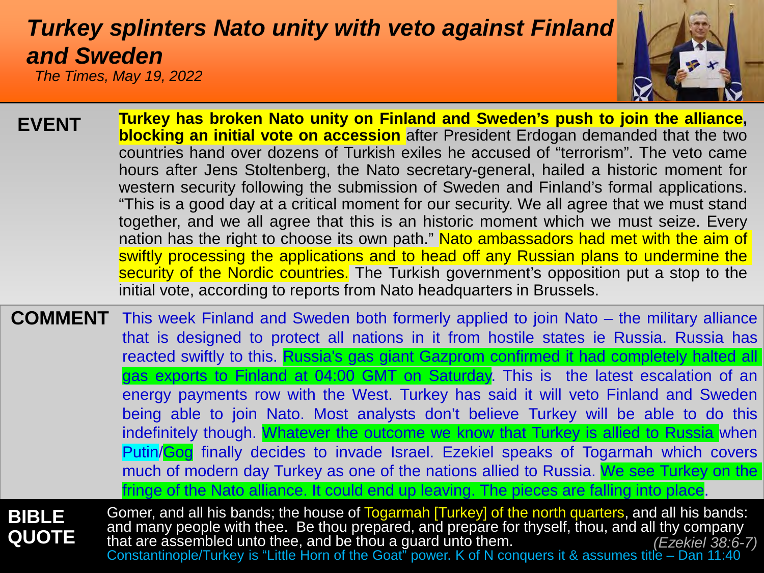# *Turkey splinters Nato unity with veto against Finland and Sweden*

*The Times, May 19, 2022*

**EVENT**

**Turkey has broken Nato unity on Finland and Sweden's push to join the alliance, blocking an initial vote on accession** after President Erdogan demanded that the two countries hand over dozens of Turkish exiles he accused of "terrorism". The veto came hours after Jens Stoltenberg, the Nato secretary-general, hailed a historic moment for western security following the submission of Sweden and Finland's formal applications. "This is a good day at a critical moment for our security. We all agree that we must stand together, and we all agree that this is an historic moment which we must seize. Every nation has the right to choose its own path." Nato ambassadors had met with the aim of swiftly processing the applications and to head off any Russian plans to undermine the security of the Nordic countries. The Turkish government's opposition put a stop to the initial vote, according to reports from Nato headquarters in Brussels.

**COMMENT**

This week Finland and Sweden both formerly applied to join Nato – the military alliance that is designed to protect all nations in it from hostile states ie Russia. Russia has reacted swiftly to this. Russia's gas giant Gazprom confirmed it had completely halted all gas exports to Finland at 04:00 GMT on Saturday. This is the latest escalation of an energy payments row with the West. Turkey has said it will veto Finland and Sweden being able to join Nato. Most analysts don't believe Turkey will be able to do this indefinitely though. Whatever the outcome we know that Turkey is allied to Russia when Putin/Gog finally decides to invade Israel. Ezekiel speaks of Togarmah which covers much of modern day Turkey as one of the nations allied to Russia. We see Turkey on the fringe of the Nato alliance. It could end up leaving. The pieces are falling into place.

**BIBLE QUOTE**

Gomer, and all his bands; the house of Togarmah [Turkey] of the north quarters, and all his bands: and many people with thee. Be thou prepared, and prepare for thyself, thou, and all thy company that are assembled unto thee, and be thou a guard unto them. *(Ezekiel 38:6-7)*

Constantinople/Turkey is "Little Horn of the Goat" power. K of N conquers it & assumes title – Dan 11:40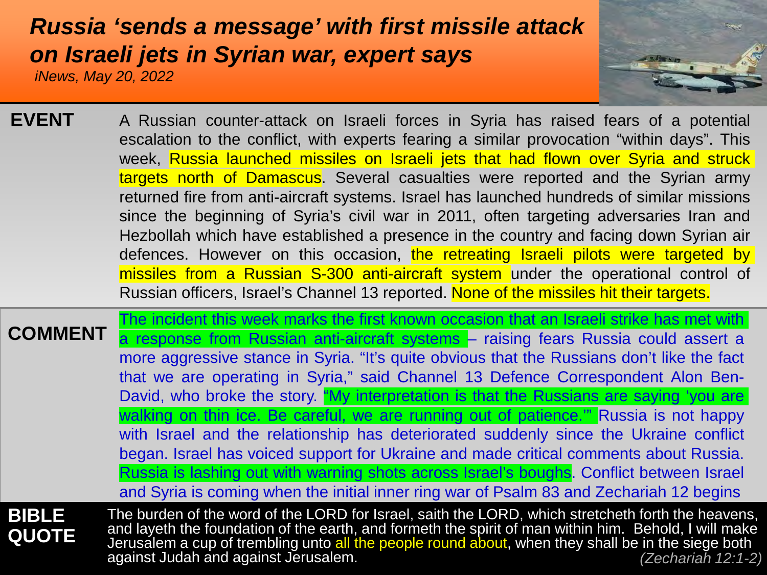# *Russia 'sends a message' with first missile attack on Israeli jets in Syrian war, expert says*

*iNews, May 20, 2022*

**EVENT**

A Russian counter-attack on Israeli forces in Syria has raised fears of a potential escalation to the conflict, with experts fearing a similar provocation "within days". This week, Russia launched missiles on Israeli jets that had flown over Syria and struck targets north of Damascus. Several casualties were reported and the Syrian army returned fire from anti-aircraft systems. Israel has launched hundreds of similar missions since the beginning of Syria's civil war in 2011, often targeting adversaries Iran and Hezbollah which have established a presence in the country and facing down Syrian air defences. However on this occasion, the retreating Israeli pilots were targeted by missiles from a Russian S-300 anti-aircraft system under the operational control of Russian officers, Israel's Channel 13 reported. None of the missiles hit their targets.

**COMMENT**

The incident this week marks the first known occasion that an Israeli strike has met with a response from Russian anti-aircraft systems – raising fears Russia could assert a more aggressive stance in Syria. "It's quite obvious that the Russians don't like the fact that we are operating in Syria," said Channel 13 Defence Correspondent Alon Ben-David, who broke the story. "My interpretation is that the Russians are saying 'you are walking on thin ice. Be careful, we are running out of patience.'" Russia is not happy with Israel and the relationship has deteriorated suddenly since the Ukraine conflict began. Israel has voiced support for Ukraine and made critical comments about Russia. Russia is lashing out with warning shots across Israel's boughs. Conflict between Israel and Syria is coming when the initial inner ring war of Psalm 83 and Zechariah 12 begins

**BIBLE QUOTE**

The burden of the word of the LORD for Israel, saith the LORD, which stretcheth forth the heavens, and layeth the foundation of the earth, and formeth the spirit of man within him. Behold, I will make Jerusalem a cup of trembling unto all the people round about, when they shall be in the siege both against Judah and against Jerusalem. *(Zechariah 12:1-2)*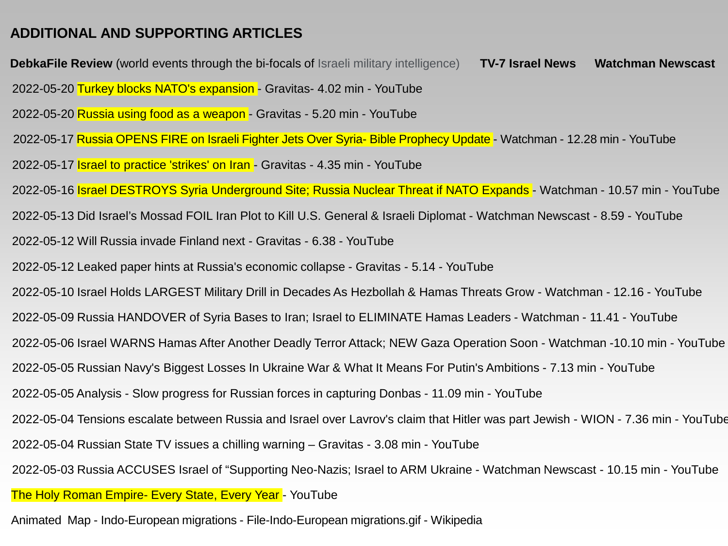## ADDITIONAL AND SUPPORTING ARTICLES

**DebkaFile Review** (world events through the bi-focals of Israeli military intelligence) **TV-7 Israel News** **Watchman Newscast**

2022-05-20 Turkey blocks NATO's expansion - Gravitas- 4.02 min - YouTube

2022-05-20 Russia using food as a weapon - Gravitas - 5.20 min - YouTube

2022-05-17 Russia OPENS FIRE on Israeli Fighter Jets Over Syria- Bible Prophecy Update - Watchman - 12.28 min - YouTube

2022-05-17 Israel to practice 'strikes' on Iran - Gravitas - 4.35 min - YouTube

2022-05-16 Israel DESTROYS Syria Underground Site; Russia Nuclear Threat if NATO Expands - Watchman - 10.57 min - YouTube

2022-05-13 Did Israel's Mossad FOIL Iran Plot to Kill U.S. General & Israeli Diplomat - Watchman Newscast - 8.59 - YouTube

2022-05-12 Will Russia invade Finland next - Gravitas - 6.38 - YouTube

2022-05-12 Leaked paper hints at Russia's economic collapse - Gravitas - 5.14 - YouTube

2022-05-10 Israel Holds LARGEST Military Drill in Decades As Hezbollah & Hamas Threats Grow - Watchman - 12.16 - YouTube

2022-05-09 Russia HANDOVER of Syria Bases to Iran; Israel to ELIMINATE Hamas Leaders - Watchman - 11.41 - YouTube

2022-05-06 Israel WARNS Hamas After Another Deadly Terror Attack; NEW Gaza Operation Soon - Watchman -10.10 min - YouTube

2022-05-05 Russian Navy's Biggest Losses In Ukraine War & What It Means For Putin's Ambitions - 7.13 min - YouTube

2022-05-05 Analysis - Slow progress for Russian forces in capturing Donbas - 11.09 min - YouTube

2022-05-04 Tensions escalate between Russia and Israel over Lavrov's claim that Hitler was part Jewish - WION - 7.36 min - YouTube

2022-05-04 Russian State TV issues a chilling warning – Gravitas - 3.08 min - YouTube

2022-05-03 Russia ACCUSES Israel of "Supporting Neo-Nazis; Israel to ARM Ukraine - Watchman Newscast - 10.15 min - YouTube

The Holy Roman Empire- Every State, Every Year - YouTube

Animated Map - Indo-European migrations - File-Indo-European migrations.gif - Wikipedia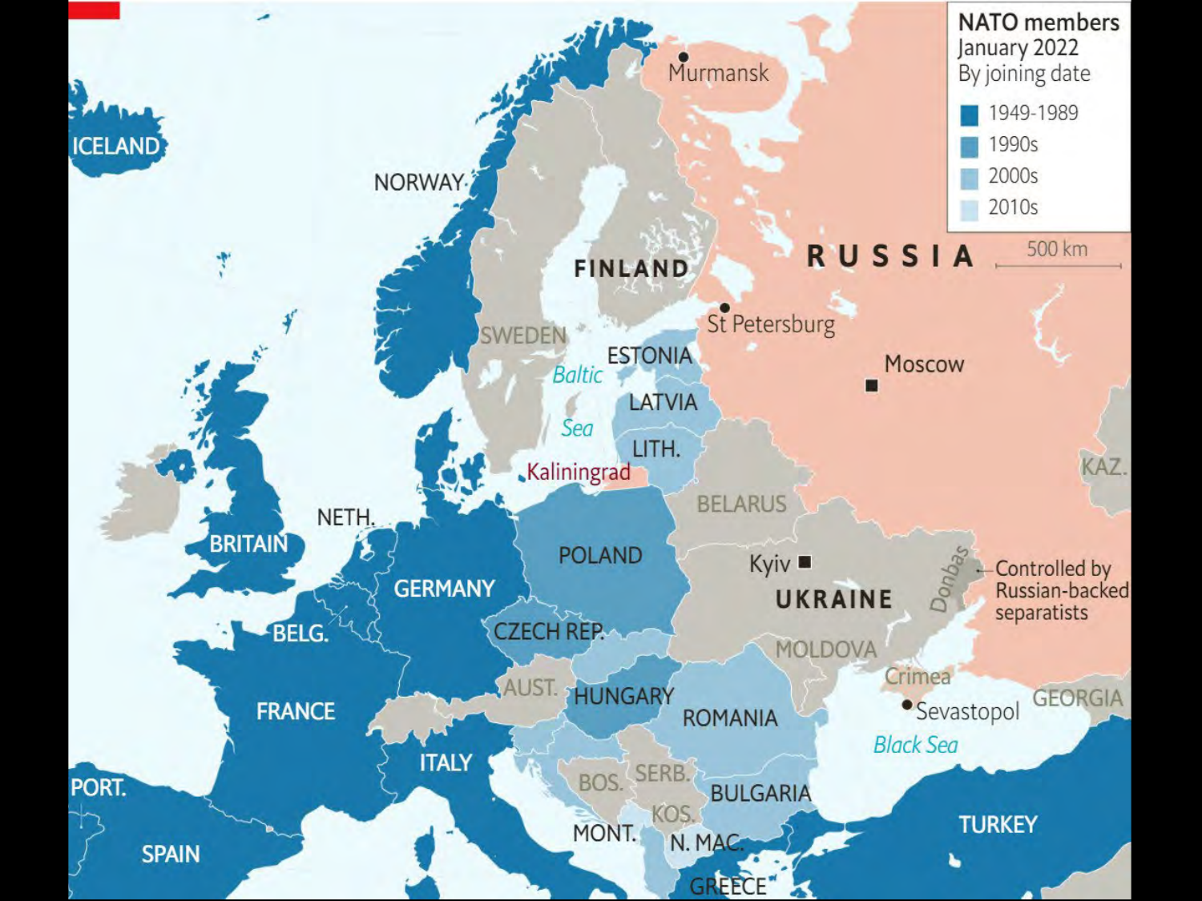**NATO members**
January 2022
By joining date

- 1949-1989
- 1990s
- 2000s
- 2010s

500 km

ICELAND, NORWAY, FINLAND, SWEDEN, RUSSIA, Murmansk, St Petersburg, Moscow, ESTONIA, LATVIA, LITH., Baltic Sea, Kaliningrad, BELARUS, KAZ., BRITAIN, NETH., GERMANY, POLAND, Kyiv, UKRAINE, Donbas, Controlled by Russian-backed separatists, BELG., CZECH REP., MOLDOVA, Crimea, Sevastopol, GEORGIA, FRANCE, AUST., HUNGARY, ROMANIA, Black Sea, ITALY, BOS., SERB., BULGARIA, KOS., PORT., MONT., N. MAC., TURKEY, SPAIN, GREECE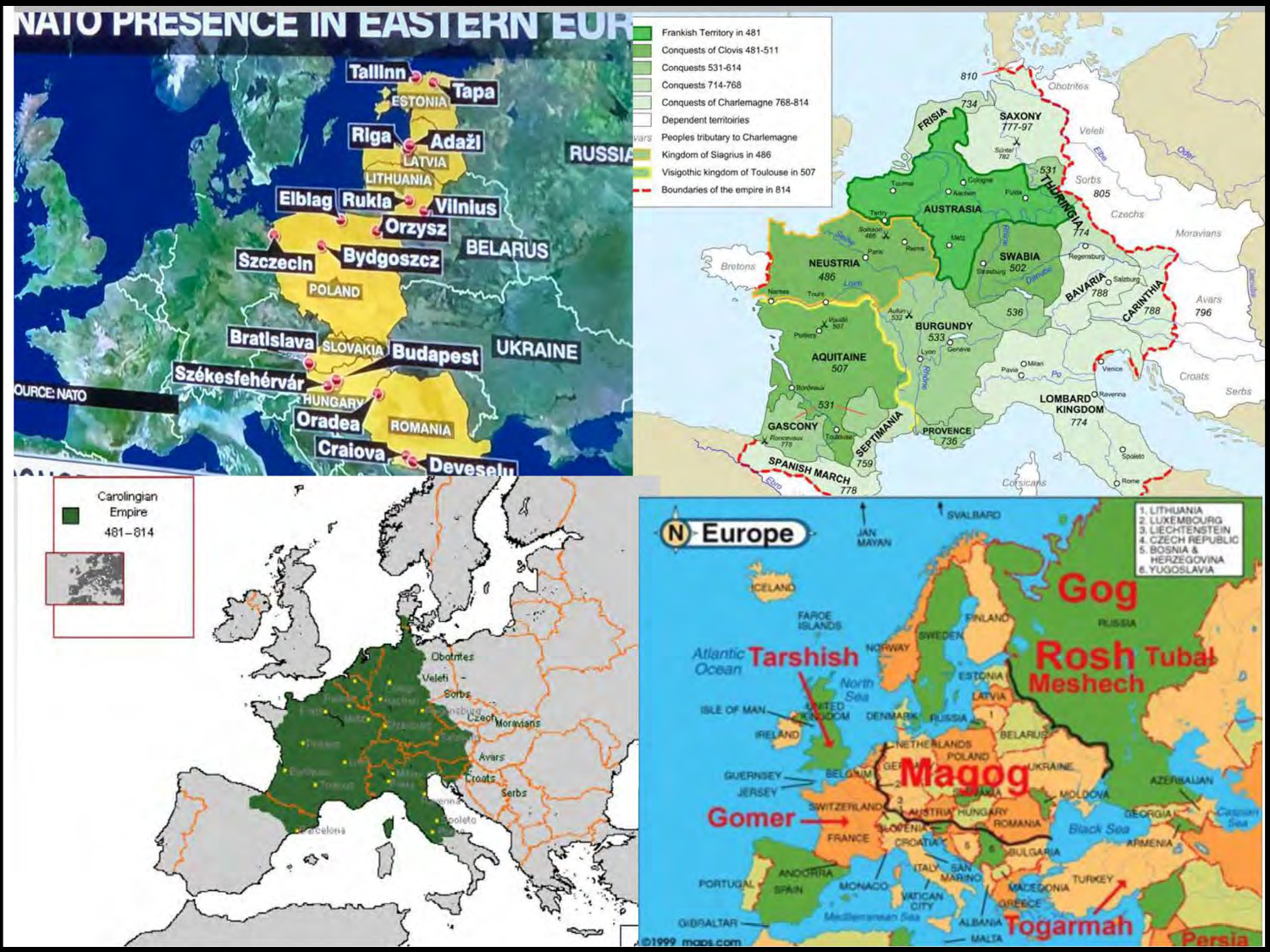# NATO PRESENCE IN EASTERN EUR

SOURCE: NATO

Tallinn, Tapa, ESTONIA, Riga, Adaži, LATVIA, LITHUANIA, Elblag, Rukla, Vilnius, Orzysz, Szczecin, Bydgoszcz, POLAND, BELARUS, RUSSIA, Bratislava, SLOVAKIA, Budapest, UKRAINE, Székesfehérvár, HUNGARY, Oradea, ROMANIA, Craiova, Deveselu

- Frankish Territory in 481
- Conquests of Clovis 481-511
- Conquests 531-614
- Conquests 714-768
- Conquests of Charlemagne 768-814
- Dependent territoires
- Peoples tributary to Charlemagne
- Kingdom of Siagrius in 486
- Visigothic kingdom of Toulouse in 507
- Boundaries of the empire in 814

FRISIA 734, SAXONY 777-97, THURINGIA 531, AUSTRASIA, NEUSTRIA 486, SWABIA 502, BAVARIA 788, CARINTHIA 788, BURGUNDY 533, AQUITAINE 507, GASCONY, SEPTIMANIA 759, PROVENCE 736, SPANISH MARCH 778, LOMBARD KINGDOM 774, Obotrites, Veleti, Sorbs 805, Czechs, Moravians, Avars 796, Croats, Serbs, Bretons, Corsicans

Carolingian Empire 481–814

Obotrites, Veleti, Sorbs, Czech, Moravians, Avars, Croats, Serbs

# Europe

1. LITHUANIA
2. LUXEMBOURG
3. LIECHTENSTEIN
4. CZECH REPUBLIC
5. BOSNIA & HERZEGOVINA
6. YUGOSLAVIA

Gog, Rosh, Tubal, Meshech, Tarshish, Magog, Gomer, Togarmah, Persia

©1999 maps.com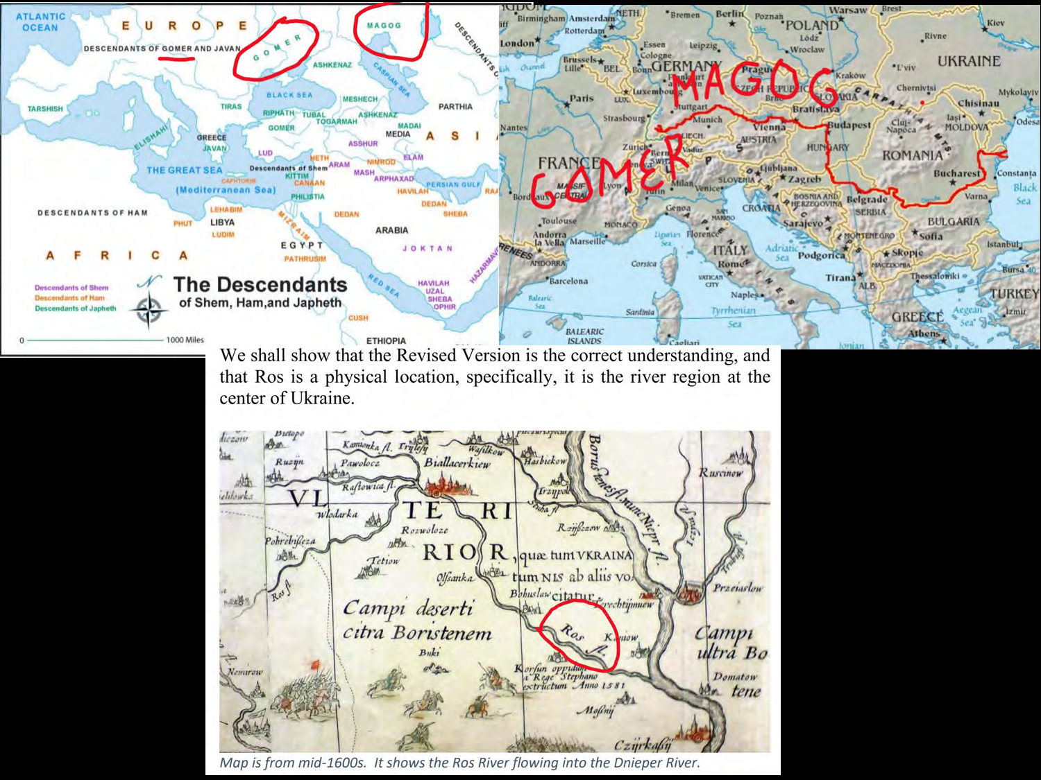We shall show that the Revised Version is the correct understanding, and that Ros is a physical location, specifically, it is the river region at the center of Ukraine.

*Map is from mid-1600s. It shows the Ros River flowing into the Dnieper River.*